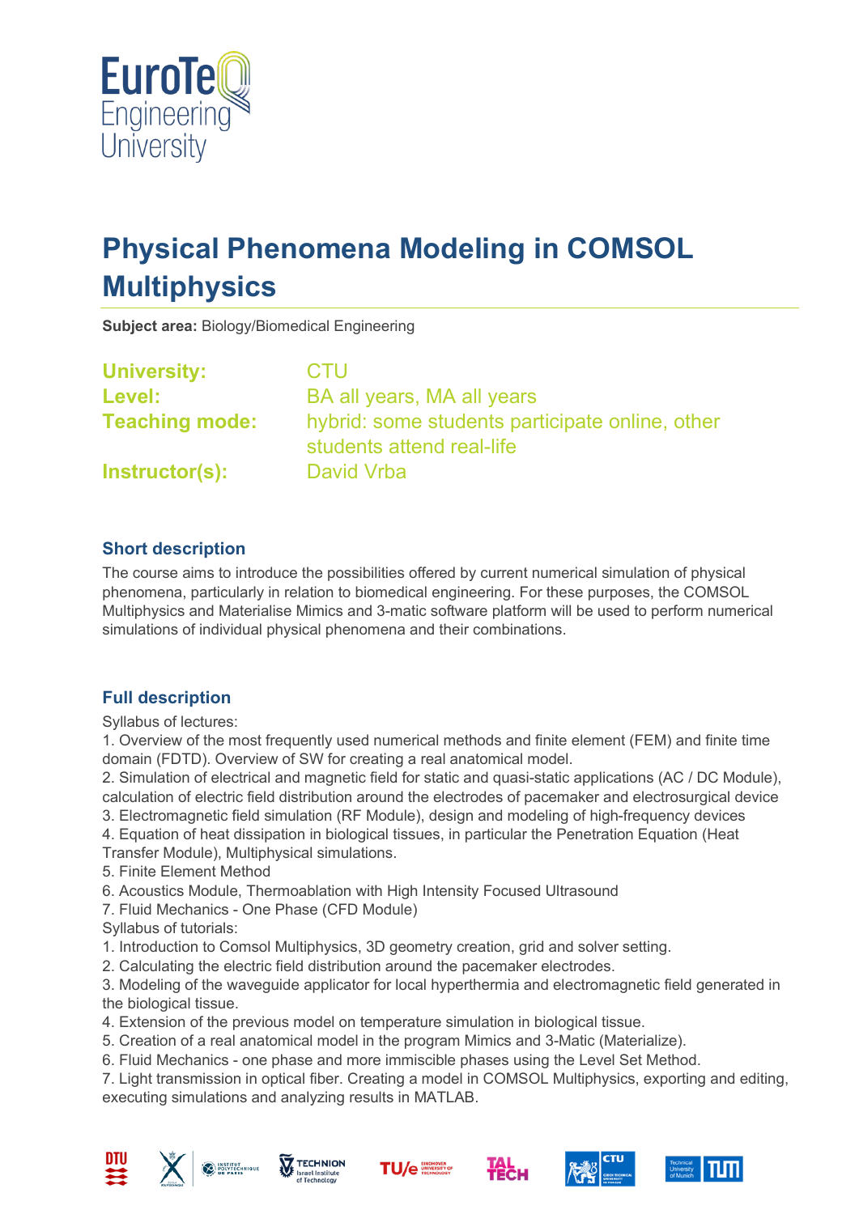# Physical Phenomena Modeling in COMSOL Multiphysics

**Subject area:** Biology/Biomedical Engineering

**University:** CTU
**Level:** BA all years, MA all years
**Teaching mode:** hybrid: some students participate online, other students attend real-life
**Instructor(s):** David Vrba

## Short description

The course aims to introduce the possibilities offered by current numerical simulation of physical phenomena, particularly in relation to biomedical engineering. For these purposes, the COMSOL Multiphysics and Materialise Mimics and 3-matic software platform will be used to perform numerical simulations of individual physical phenomena and their combinations.

## Full description

Syllabus of lectures:
1. Overview of the most frequently used numerical methods and finite element (FEM) and finite time domain (FDTD). Overview of SW for creating a real anatomical model.
2. Simulation of electrical and magnetic field for static and quasi-static applications (AC / DC Module), calculation of electric field distribution around the electrodes of pacemaker and electrosurgical device
3. Electromagnetic field simulation (RF Module), design and modeling of high-frequency devices
4. Equation of heat dissipation in biological tissues, in particular the Penetration Equation (Heat Transfer Module), Multiphysical simulations.
5. Finite Element Method
6. Acoustics Module, Thermoablation with High Intensity Focused Ultrasound
7. Fluid Mechanics - One Phase (CFD Module)

Syllabus of tutorials:
1. Introduction to Comsol Multiphysics, 3D geometry creation, grid and solver setting.
2. Calculating the electric field distribution around the pacemaker electrodes.
3. Modeling of the waveguide applicator for local hyperthermia and electromagnetic field generated in the biological tissue.
4. Extension of the previous model on temperature simulation in biological tissue.
5. Creation of a real anatomical model in the program Mimics and 3-Matic (Materialize).
6. Fluid Mechanics - one phase and more immiscible phases using the Level Set Method.
7. Light transmission in optical fiber. Creating a model in COMSOL Multiphysics, exporting and editing, executing simulations and analyzing results in MATLAB.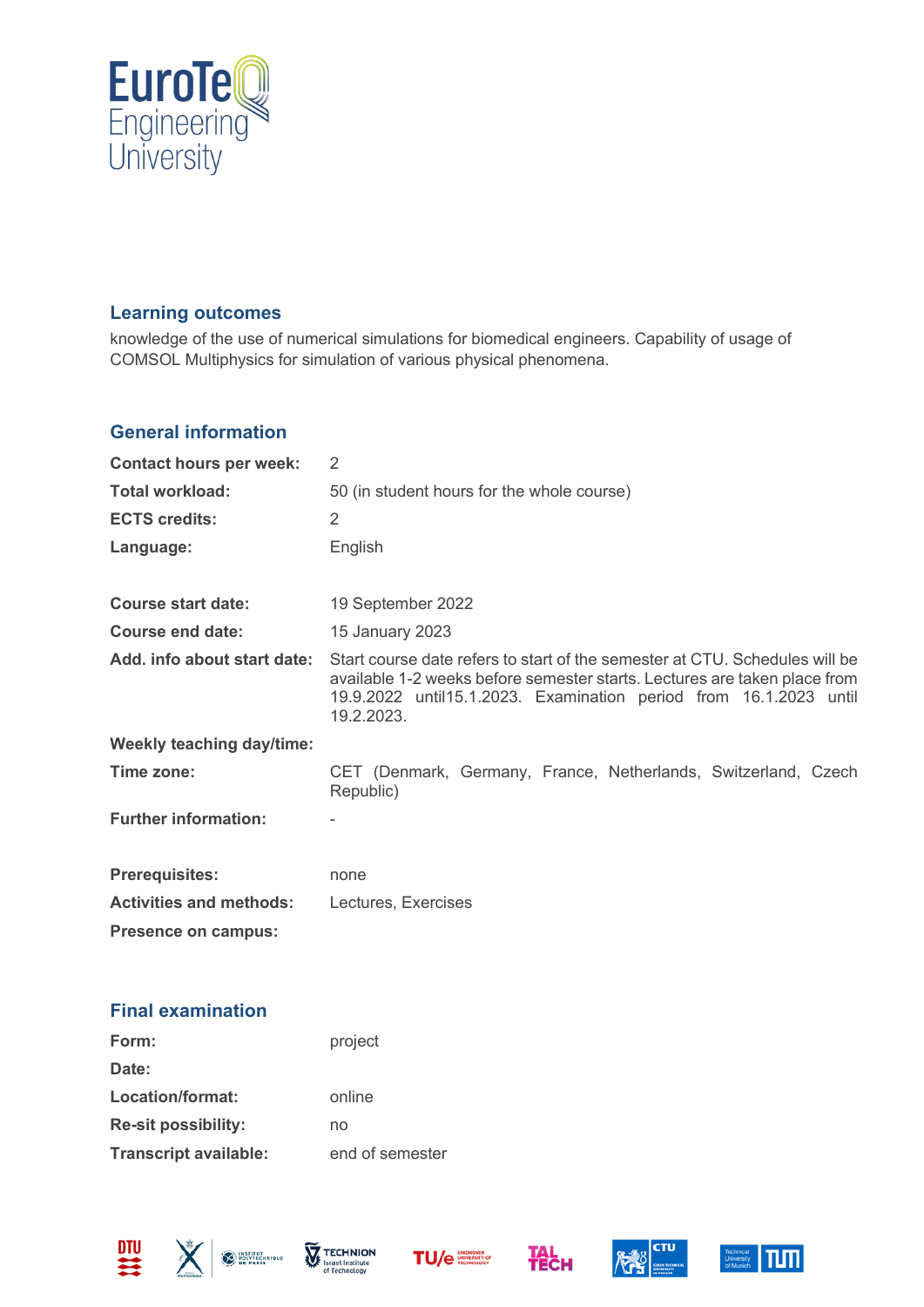## Learning outcomes

knowledge of the use of numerical simulations for biomedical engineers. Capability of usage of COMSOL Multiphysics for simulation of various physical phenomena.

## General information

| | |
|---|---|
| **Contact hours per week:** | 2 |
| **Total workload:** | 50 (in student hours for the whole course) |
| **ECTS credits:** | 2 |
| **Language:** | English |
| **Course start date:** | 19 September 2022 |
| **Course end date:** | 15 January 2023 |
| **Add. info about start date:** | Start course date refers to start of the semester at CTU. Schedules will be available 1-2 weeks before semester starts. Lectures are taken place from 19.9.2022 until15.1.2023. Examination period from 16.1.2023 until 19.2.2023. |
| **Weekly teaching day/time:** | |
| **Time zone:** | CET (Denmark, Germany, France, Netherlands, Switzerland, Czech Republic) |
| **Further information:** | - |
| **Prerequisites:** | none |
| **Activities and methods:** | Lectures, Exercises |
| **Presence on campus:** | |

## Final examination

| | |
|---|---|
| **Form:** | project |
| **Date:** | |
| **Location/format:** | online |
| **Re-sit possibility:** | no |
| **Transcript available:** | end of semester |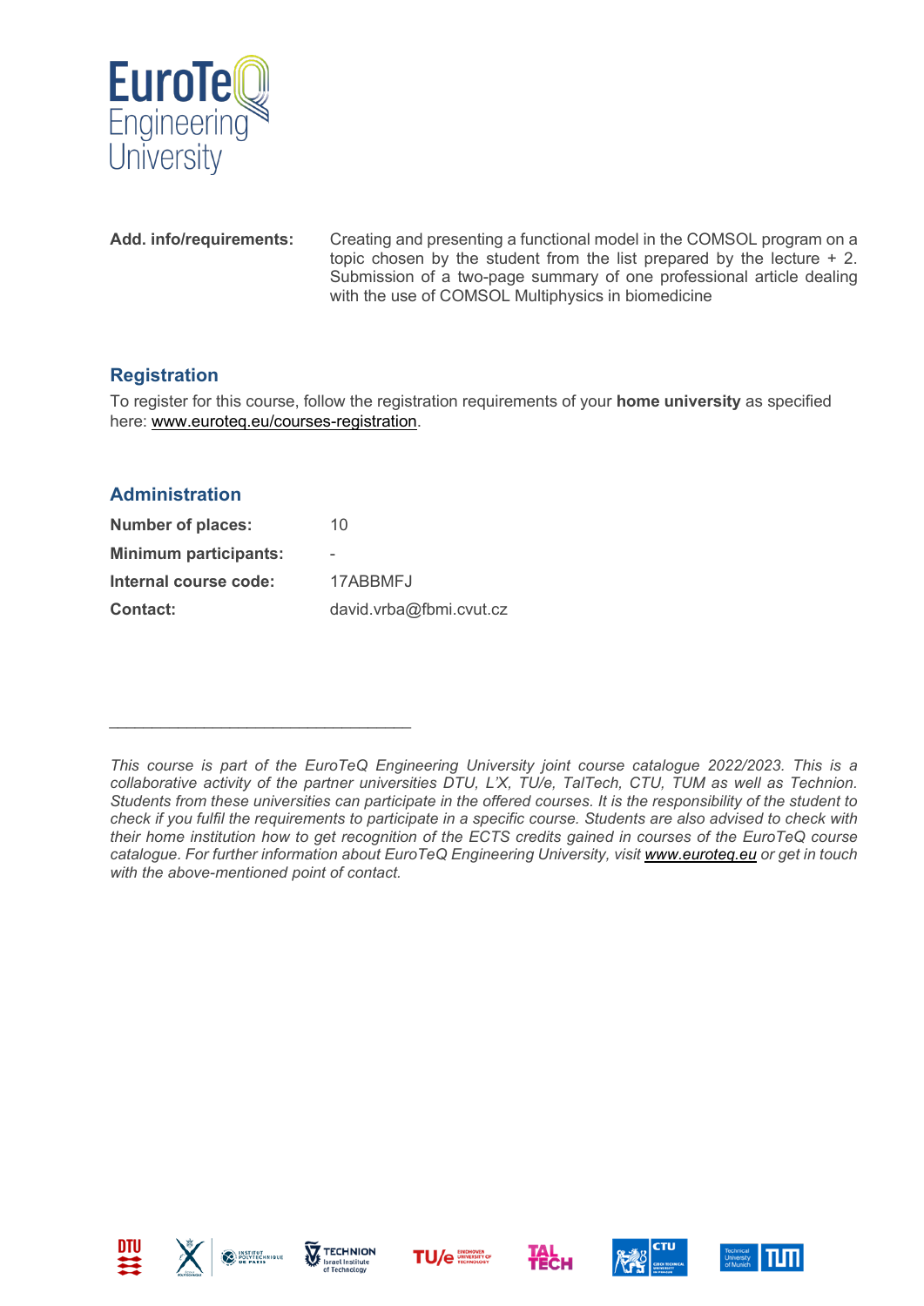**Add. info/requirements:** Creating and presenting a functional model in the COMSOL program on a topic chosen by the student from the list prepared by the lecture + 2. Submission of a two-page summary of one professional article dealing with the use of COMSOL Multiphysics in biomedicine

## Registration

To register for this course, follow the registration requirements of your **home university** as specified here: www.euroteq.eu/courses-registration.

## Administration

| | |
|---|---|
| **Number of places:** | 10 |
| **Minimum participants:** | - |
| **Internal course code:** | 17ABBMFJ |
| **Contact:** | david.vrba@fbmi.cvut.cz |

---

*This course is part of the EuroTeQ Engineering University joint course catalogue 2022/2023. This is a collaborative activity of the partner universities DTU, L'X, TU/e, TalTech, CTU, TUM as well as Technion. Students from these universities can participate in the offered courses. It is the responsibility of the student to check if you fulfil the requirements to participate in a specific course. Students are also advised to check with their home institution how to get recognition of the ECTS credits gained in courses of the EuroTeQ course catalogue. For further information about EuroTeQ Engineering University, visit www.euroteq.eu or get in touch with the above-mentioned point of contact.*